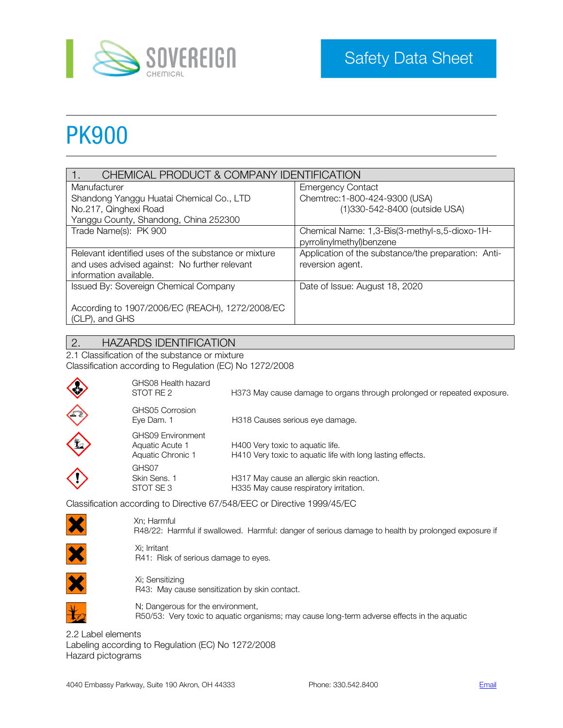Safety Data Sheet

# PK900

| 1. CHEMICAL PRODUCT & COMPANY IDENTIFICATION | |
|---|---|
| Manufacturer<br>Shandong Yanggu Huatai Chemical Co., LTD<br>No.217, Qinghexi Road<br>Yanggu County, Shandong, China 252300 | Emergency Contact<br>Chemtrec:1-800-424-9300 (USA)<br>(1)330-542-8400 (outside USA) |
| Trade Name(s): PK 900 | Chemical Name: 1,3-Bis(3-methyl-s,5-dioxo-1H-pyrrolinylmethyl)benzene |
| Relevant identified uses of the substance or mixture and uses advised against: No further relevant information available. | Application of the substance/the preparation: Anti-reversion agent. |
| Issued By: Sovereign Chemical Company<br><br>According to 1907/2006/EC (REACH), 1272/2008/EC (CLP), and GHS | Date of Issue: August 18, 2020 |

## 2. HAZARDS IDENTIFICATION

2.1 Classification of the substance or mixture

Classification according to Regulation (EC) No 1272/2008

| Class | Hazard statement |
|---|---|
| GHS08 Health hazard<br>STOT RE 2 | H373 May cause damage to organs through prolonged or repeated exposure. |
| GHS05 Corrosion<br>Eye Dam. 1 | H318 Causes serious eye damage. |
| GHS09 Environment<br>Aquatic Acute 1<br>Aquatic Chronic 1 | H400 Very toxic to aquatic life.<br>H410 Very toxic to aquatic life with long lasting effects. |
| GHS07<br>Skin Sens. 1<br>STOT SE 3 | H317 May cause an allergic skin reaction.<br>H335 May cause respiratory irritation. |

Classification according to Directive 67/548/EEC or Directive 1999/45/EC

Xn; Harmful
R48/22: Harmful if swallowed. Harmful: danger of serious damage to health by prolonged exposure if

Xi; Irritant
R41: Risk of serious damage to eyes.

Xi; Sensitizing
R43: May cause sensitization by skin contact.

N; Dangerous for the environment,
R50/53: Very toxic to aquatic organisms; may cause long-term adverse effects in the aquatic

2.2 Label elements

Labeling according to Regulation (EC) No 1272/2008

Hazard pictograms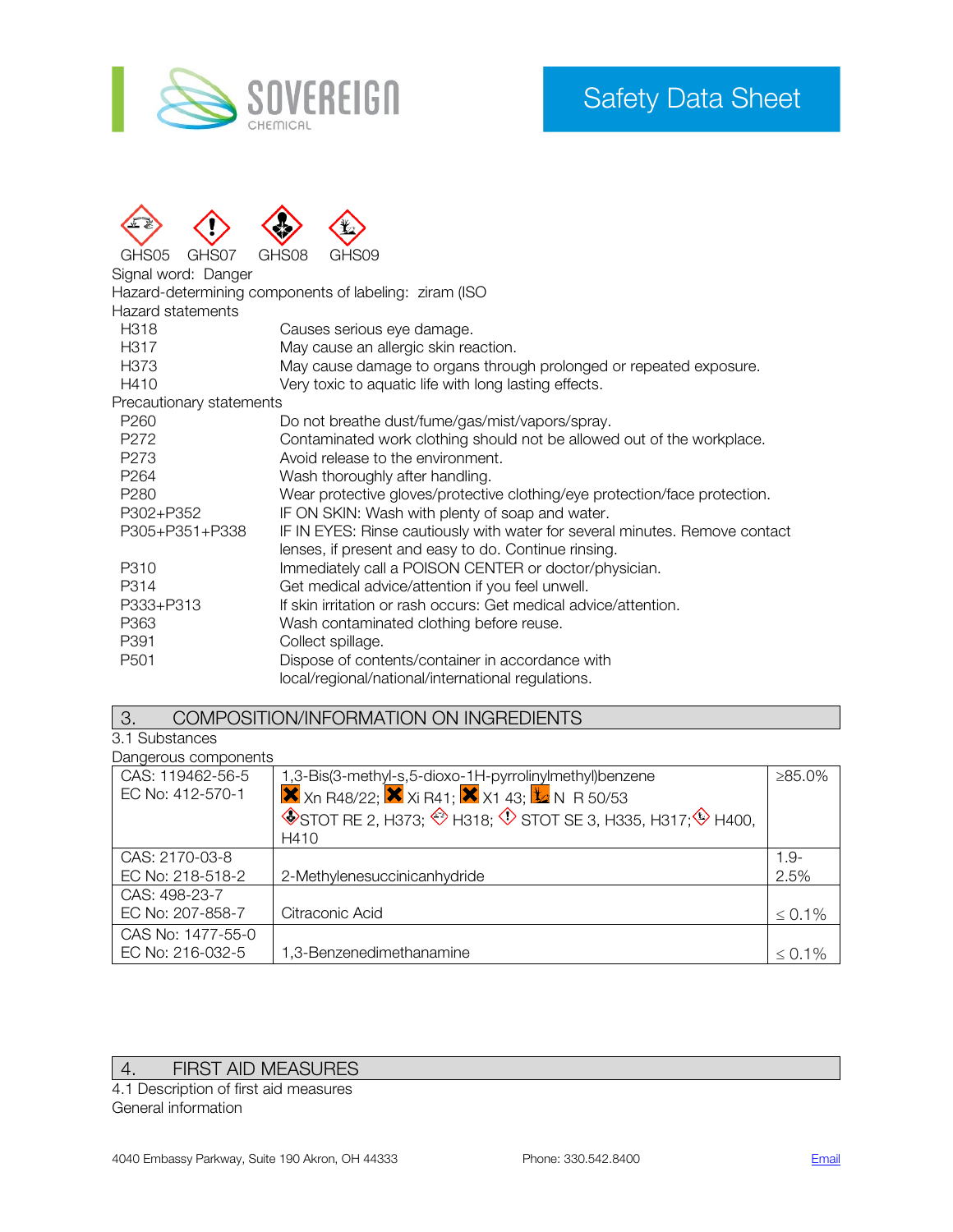GHS05 GHS07 GHS08 GHS09

Signal word: Danger

Hazard-determining components of labeling: ziram (ISO

Hazard statements

| | |
|---|---|
| H318 | Causes serious eye damage. |
| H317 | May cause an allergic skin reaction. |
| H373 | May cause damage to organs through prolonged or repeated exposure. |
| H410 | Very toxic to aquatic life with long lasting effects. |

Precautionary statements

| | |
|---|---|
| P260 | Do not breathe dust/fume/gas/mist/vapors/spray. |
| P272 | Contaminated work clothing should not be allowed out of the workplace. |
| P273 | Avoid release to the environment. |
| P264 | Wash thoroughly after handling. |
| P280 | Wear protective gloves/protective clothing/eye protection/face protection. |
| P302+P352 | IF ON SKIN: Wash with plenty of soap and water. |
| P305+P351+P338 | IF IN EYES: Rinse cautiously with water for several minutes. Remove contact lenses, if present and easy to do. Continue rinsing. |
| P310 | Immediately call a POISON CENTER or doctor/physician. |
| P314 | Get medical advice/attention if you feel unwell. |
| P333+P313 | If skin irritation or rash occurs: Get medical advice/attention. |
| P363 | Wash contaminated clothing before reuse. |
| P391 | Collect spillage. |
| P501 | Dispose of contents/container in accordance with local/regional/national/international regulations. |

## 3. COMPOSITION/INFORMATION ON INGREDIENTS

3.1 Substances

Dangerous components

| | | |
|---|---|---|
| CAS: 119462-56-5<br>EC No: 412-570-1 | 1,3-Bis(3-methyl-s,5-dioxo-1H-pyrrolinylmethyl)benzene<br>Xn R48/22; Xi R41; X1 43; N R 50/53<br>STOT RE 2, H373; H318; STOT SE 3, H335, H317; H400, H410 | ≥85.0% |
| CAS: 2170-03-8<br>EC No: 218-518-2 | 2-Methylenesuccinicanhydride | 1.9-2.5% |
| CAS: 498-23-7<br>EC No: 207-858-7 | Citraconic Acid | ≤ 0.1% |
| CAS No: 1477-55-0<br>EC No: 216-032-5 | 1,3-Benzenedimethanamine | ≤ 0.1% |

## 4. FIRST AID MEASURES

4.1 Description of first aid measures

General information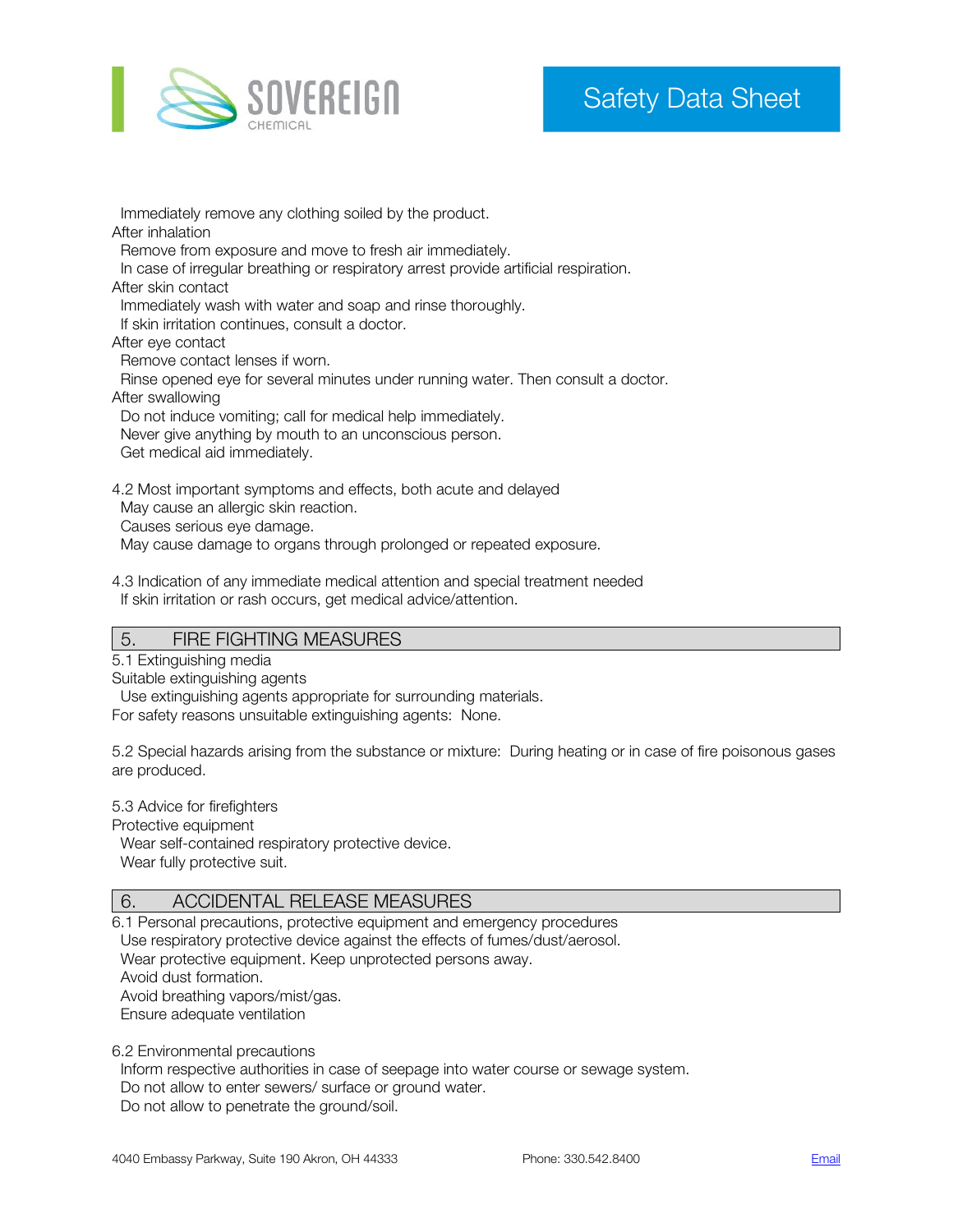Immediately remove any clothing soiled by the product.

After inhalation

Remove from exposure and move to fresh air immediately.

In case of irregular breathing or respiratory arrest provide artificial respiration.

After skin contact

Immediately wash with water and soap and rinse thoroughly.

If skin irritation continues, consult a doctor.

After eye contact

Remove contact lenses if worn.

Rinse opened eye for several minutes under running water. Then consult a doctor.

After swallowing

Do not induce vomiting; call for medical help immediately.

Never give anything by mouth to an unconscious person.

Get medical aid immediately.

4.2 Most important symptoms and effects, both acute and delayed

May cause an allergic skin reaction.

Causes serious eye damage.

May cause damage to organs through prolonged or repeated exposure.

4.3 Indication of any immediate medical attention and special treatment needed

If skin irritation or rash occurs, get medical advice/attention.

## 5. FIRE FIGHTING MEASURES

5.1 Extinguishing media

Suitable extinguishing agents

Use extinguishing agents appropriate for surrounding materials.

For safety reasons unsuitable extinguishing agents: None.

5.2 Special hazards arising from the substance or mixture: During heating or in case of fire poisonous gases are produced.

5.3 Advice for firefighters

Protective equipment

Wear self-contained respiratory protective device.

Wear fully protective suit.

## 6. ACCIDENTAL RELEASE MEASURES

6.1 Personal precautions, protective equipment and emergency procedures

Use respiratory protective device against the effects of fumes/dust/aerosol.

Wear protective equipment. Keep unprotected persons away.

Avoid dust formation.

Avoid breathing vapors/mist/gas.

Ensure adequate ventilation

6.2 Environmental precautions

Inform respective authorities in case of seepage into water course or sewage system.

Do not allow to enter sewers/ surface or ground water.

Do not allow to penetrate the ground/soil.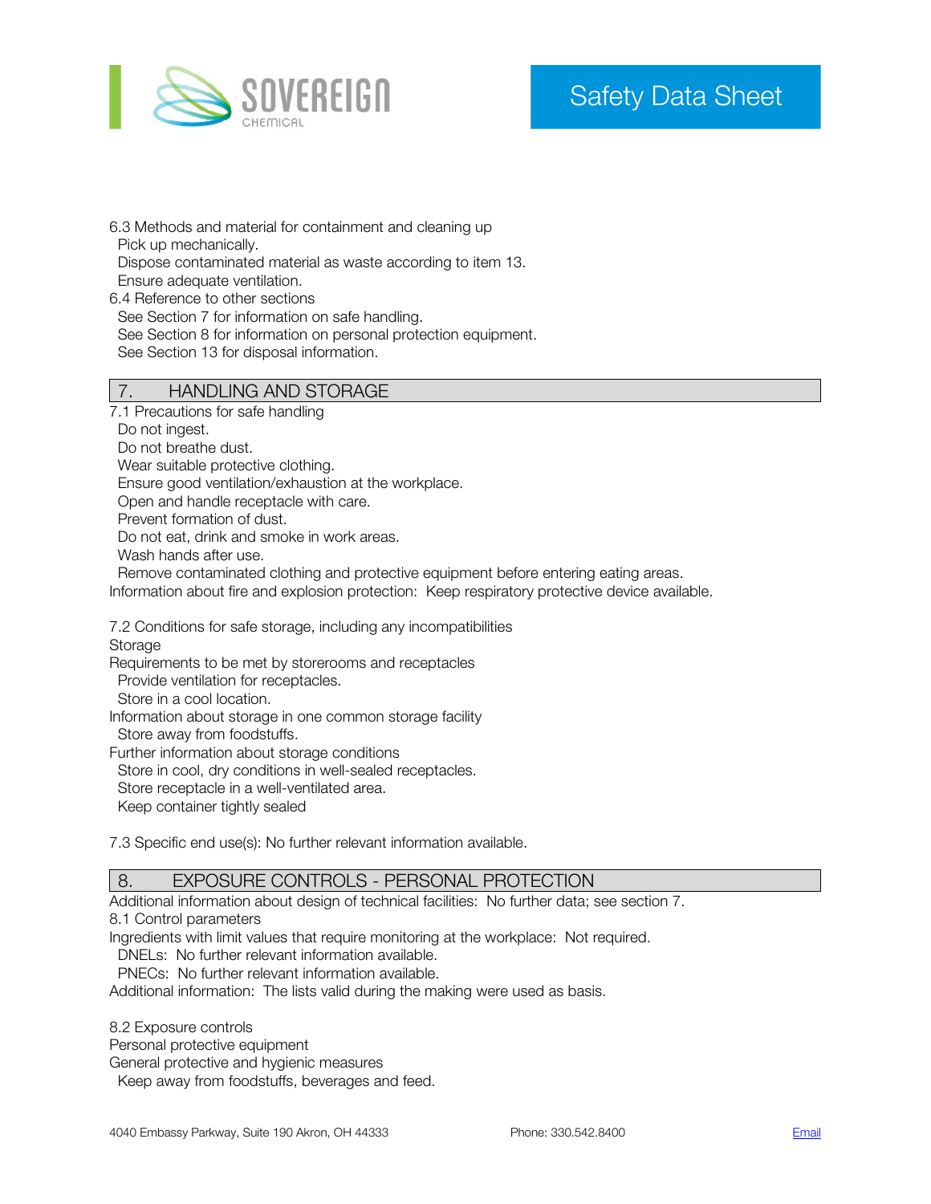6.3 Methods and material for containment and cleaning up
  Pick up mechanically.
  Dispose contaminated material as waste according to item 13.
  Ensure adequate ventilation.
6.4 Reference to other sections
  See Section 7 for information on safe handling.
  See Section 8 for information on personal protection equipment.
  See Section 13 for disposal information.

## 7. HANDLING AND STORAGE

7.1 Precautions for safe handling
  Do not ingest.
  Do not breathe dust.
  Wear suitable protective clothing.
  Ensure good ventilation/exhaustion at the workplace.
  Open and handle receptacle with care.
  Prevent formation of dust.
  Do not eat, drink and smoke in work areas.
  Wash hands after use.
  Remove contaminated clothing and protective equipment before entering eating areas.
Information about fire and explosion protection: Keep respiratory protective device available.

7.2 Conditions for safe storage, including any incompatibilities
Storage
Requirements to be met by storerooms and receptacles
  Provide ventilation for receptacles.
  Store in a cool location.
Information about storage in one common storage facility
  Store away from foodstuffs.
Further information about storage conditions
  Store in cool, dry conditions in well-sealed receptacles.
  Store receptacle in a well-ventilated area.
  Keep container tightly sealed

7.3 Specific end use(s): No further relevant information available.

## 8. EXPOSURE CONTROLS - PERSONAL PROTECTION

Additional information about design of technical facilities: No further data; see section 7.
8.1 Control parameters
Ingredients with limit values that require monitoring at the workplace: Not required.
  DNELs: No further relevant information available.
  PNECs: No further relevant information available.
Additional information: The lists valid during the making were used as basis.

8.2 Exposure controls
Personal protective equipment
General protective and hygienic measures
  Keep away from foodstuffs, beverages and feed.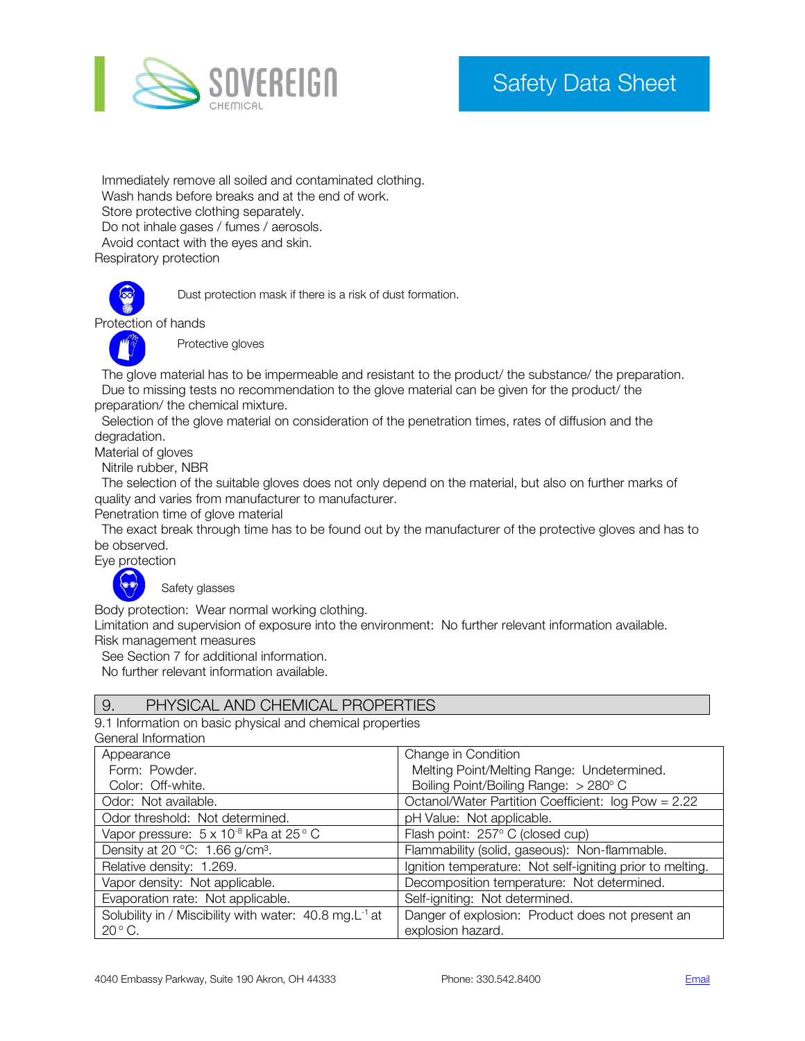Immediately remove all soiled and contaminated clothing.
Wash hands before breaks and at the end of work.
Store protective clothing separately.
Do not inhale gases / fumes / aerosols.
Avoid contact with the eyes and skin.

Respiratory protection

Dust protection mask if there is a risk of dust formation.

Protection of hands

Protective gloves

The glove material has to be impermeable and resistant to the product/ the substance/ the preparation.
Due to missing tests no recommendation to the glove material can be given for the product/ the preparation/ the chemical mixture.
Selection of the glove material on consideration of the penetration times, rates of diffusion and the degradation.

Material of gloves

Nitrile rubber, NBR
The selection of the suitable gloves does not only depend on the material, but also on further marks of quality and varies from manufacturer to manufacturer.

Penetration time of glove material

The exact break through time has to be found out by the manufacturer of the protective gloves and has to be observed.

Eye protection

Safety glasses

Body protection: Wear normal working clothing.
Limitation and supervision of exposure into the environment: No further relevant information available.

Risk management measures

See Section 7 for additional information.
No further relevant information available.

## 9. PHYSICAL AND CHEMICAL PROPERTIES

9.1 Information on basic physical and chemical properties

General Information

| Appearance<br>Form: Powder.<br>Color: Off-white. | Change in Condition<br>Melting Point/Melting Range: Undetermined.<br>Boiling Point/Boiling Range: > 280° C |
|---|---|
| Odor: Not available. | Octanol/Water Partition Coefficient: log Pow = 2.22 |
| Odor threshold: Not determined. | pH Value: Not applicable. |
| Vapor pressure: 5 x $10^{-8}$ kPa at 25° C | Flash point: 257° C (closed cup) |
| Density at 20 °C: 1.66 g/cm³. | Flammability (solid, gaseous): Non-flammable. |
| Relative density: 1.269. | Ignition temperature: Not self-igniting prior to melting. |
| Vapor density: Not applicable. | Decomposition temperature: Not determined. |
| Evaporation rate: Not applicable. | Self-igniting: Not determined. |
| Solubility in / Miscibility with water: 40.8 mg.$L^{-1}$ at 20° C. | Danger of explosion: Product does not present an explosion hazard. |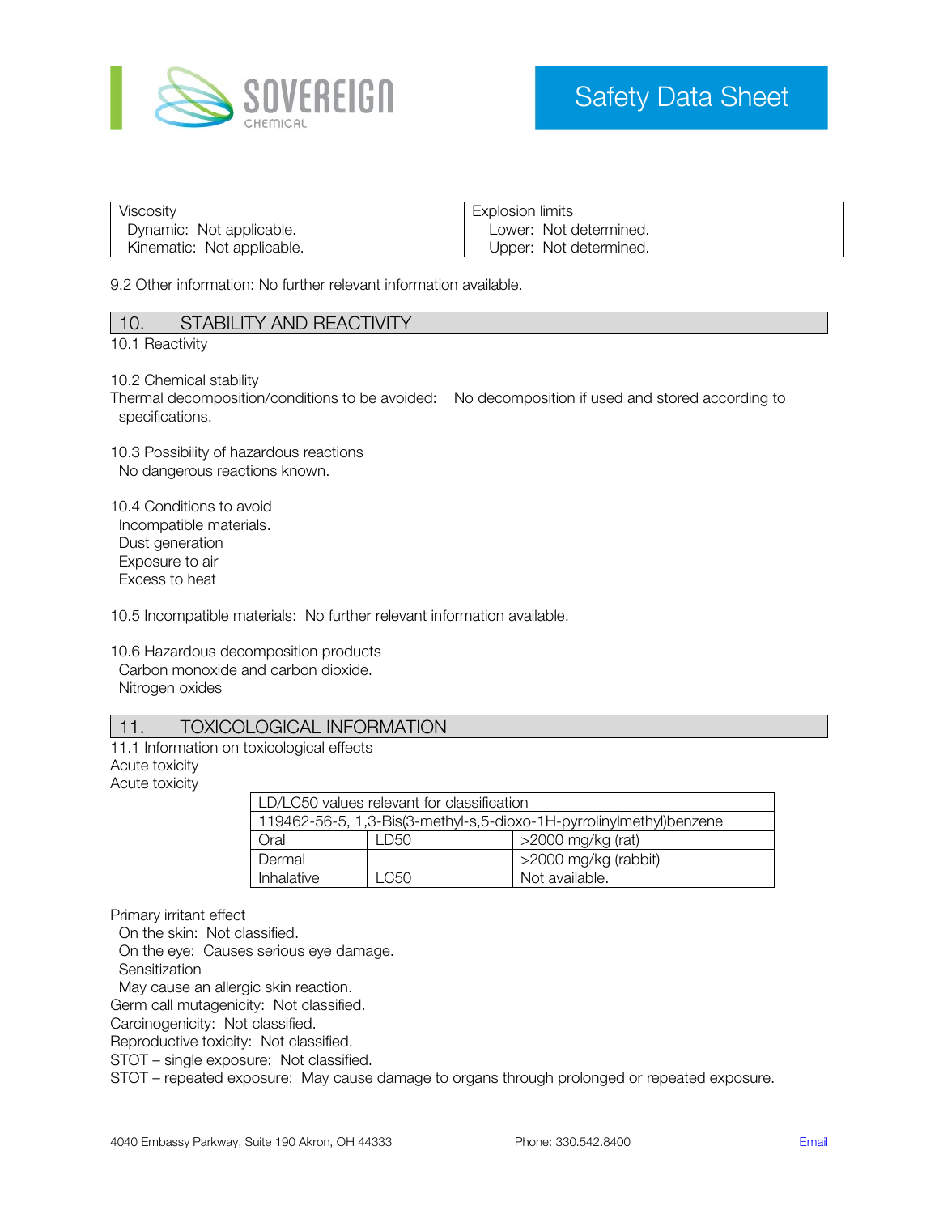| Viscosity | Explosion limits |
| --- | --- |
| Dynamic: Not applicable. | Lower: Not determined. |
| Kinematic: Not applicable. | Upper: Not determined. |

9.2 Other information: No further relevant information available.

## 10. STABILITY AND REACTIVITY

10.1 Reactivity

10.2 Chemical stability
Thermal decomposition/conditions to be avoided: No decomposition if used and stored according to specifications.

10.3 Possibility of hazardous reactions
No dangerous reactions known.

10.4 Conditions to avoid
Incompatible materials.
Dust generation
Exposure to air
Excess to heat

10.5 Incompatible materials: No further relevant information available.

10.6 Hazardous decomposition products
Carbon monoxide and carbon dioxide.
Nitrogen oxides

## 11. TOXICOLOGICAL INFORMATION

11.1 Information on toxicological effects
Acute toxicity
Acute toxicity

| LD/LC50 values relevant for classification | | |
| --- | --- | --- |
| 119462-56-5, 1,3-Bis(3-methyl-s,5-dioxo-1H-pyrrolinylmethyl)benzene | | |
| Oral | LD50 | >2000 mg/kg (rat) |
| Dermal | | >2000 mg/kg (rabbit) |
| Inhalative | LC50 | Not available. |

Primary irritant effect
On the skin: Not classified.
On the eye: Causes serious eye damage.
Sensitization
May cause an allergic skin reaction.
Germ call mutagenicity: Not classified.
Carcinogenicity: Not classified.
Reproductive toxicity: Not classified.
STOT – single exposure: Not classified.
STOT – repeated exposure: May cause damage to organs through prolonged or repeated exposure.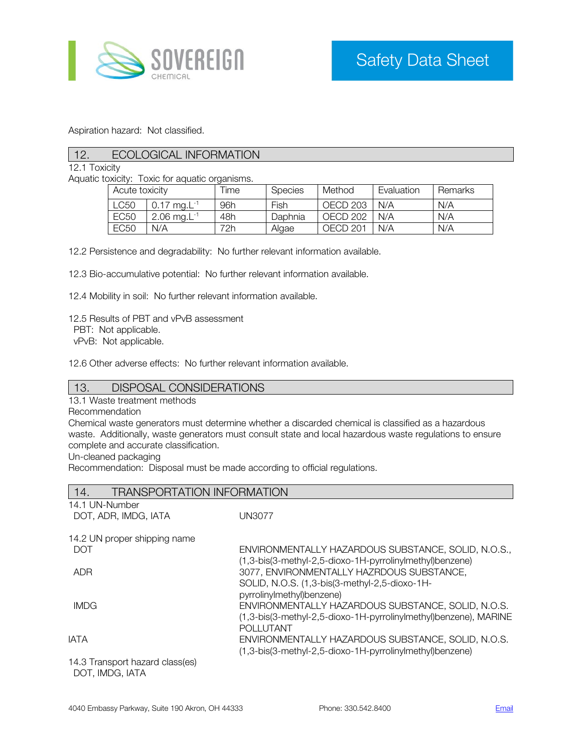Aspiration hazard: Not classified.

## 12. ECOLOGICAL INFORMATION

12.1 Toxicity

Aquatic toxicity: Toxic for aquatic organisms.

| Acute toxicity | | Time | Species | Method | Evaluation | Remarks |
|---|---|---|---|---|---|---|
| LC50 | 0.17 $mg.L^{-1}$ | 96h | Fish | OECD 203 | N/A | N/A |
| EC50 | 2.06 $mg.L^{-1}$ | 48h | Daphnia | OECD 202 | N/A | N/A |
| EC50 | N/A | 72h | Algae | OECD 201 | N/A | N/A |

12.2 Persistence and degradability: No further relevant information available.

12.3 Bio-accumulative potential: No further relevant information available.

12.4 Mobility in soil: No further relevant information available.

12.5 Results of PBT and vPvB assessment

PBT: Not applicable.

vPvB: Not applicable.

12.6 Other adverse effects: No further relevant information available.

## 13. DISPOSAL CONSIDERATIONS

13.1 Waste treatment methods

Recommendation

Chemical waste generators must determine whether a discarded chemical is classified as a hazardous waste. Additionally, waste generators must consult state and local hazardous waste regulations to ensure complete and accurate classification.

Un-cleaned packaging

Recommendation: Disposal must be made according to official regulations.

## 14. TRANSPORTATION INFORMATION

14.1 UN-Number

| | |
|---|---|
| DOT, ADR, IMDG, IATA | UN3077 |

14.2 UN proper shipping name

| | |
|---|---|
| DOT | ENVIRONMENTALLY HAZARDOUS SUBSTANCE, SOLID, N.O.S., (1,3-bis(3-methyl-2,5-dioxo-1H-pyrrolinylmethyl)benzene) |
| ADR | 3077, ENVIRONMENTALLY HAZRDOUS SUBSTANCE, SOLID, N.O.S. (1,3-bis(3-methyl-2,5-dioxo-1H-pyrrolinylmethyl)benzene) |
| IMDG | ENVIRONMENTALLY HAZARDOUS SUBSTANCE, SOLID, N.O.S. (1,3-bis(3-methyl-2,5-dioxo-1H-pyrrolinylmethyl)benzene), MARINE POLLUTANT |
| IATA | ENVIRONMENTALLY HAZARDOUS SUBSTANCE, SOLID, N.O.S. (1,3-bis(3-methyl-2,5-dioxo-1H-pyrrolinylmethyl)benzene) |

14.3 Transport hazard class(es)

DOT, IMDG, IATA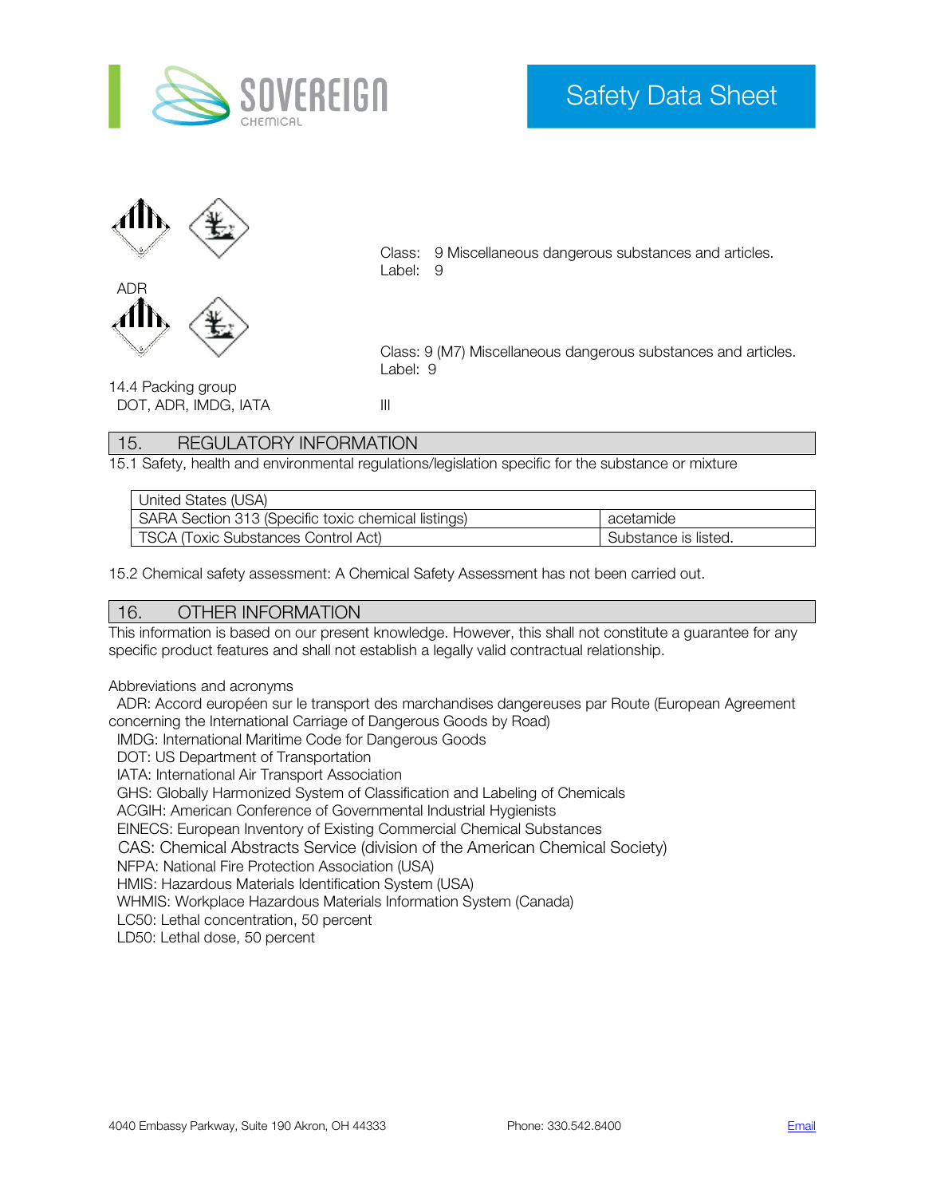Class: 9 Miscellaneous dangerous substances and articles.
Label: 9

ADR

Class: 9 (M7) Miscellaneous dangerous substances and articles.
Label: 9

14.4 Packing group

DOT, ADR, IMDG, IATA III

## 15. REGULATORY INFORMATION

15.1 Safety, health and environmental regulations/legislation specific for the substance or mixture

| | |
|---|---|
| United States (USA) | |
| SARA Section 313 (Specific toxic chemical listings) | acetamide |
| TSCA (Toxic Substances Control Act) | Substance is listed. |

15.2 Chemical safety assessment: A Chemical Safety Assessment has not been carried out.

## 16. OTHER INFORMATION

This information is based on our present knowledge. However, this shall not constitute a guarantee for any specific product features and shall not establish a legally valid contractual relationship.

Abbreviations and acronyms

ADR: Accord européen sur le transport des marchandises dangereuses par Route (European Agreement concerning the International Carriage of Dangerous Goods by Road)
IMDG: International Maritime Code for Dangerous Goods
DOT: US Department of Transportation
IATA: International Air Transport Association
GHS: Globally Harmonized System of Classification and Labeling of Chemicals
ACGIH: American Conference of Governmental Industrial Hygienists
EINECS: European Inventory of Existing Commercial Chemical Substances
CAS: Chemical Abstracts Service (division of the American Chemical Society)
NFPA: National Fire Protection Association (USA)
HMIS: Hazardous Materials Identification System (USA)
WHMIS: Workplace Hazardous Materials Information System (Canada)
LC50: Lethal concentration, 50 percent
LD50: Lethal dose, 50 percent